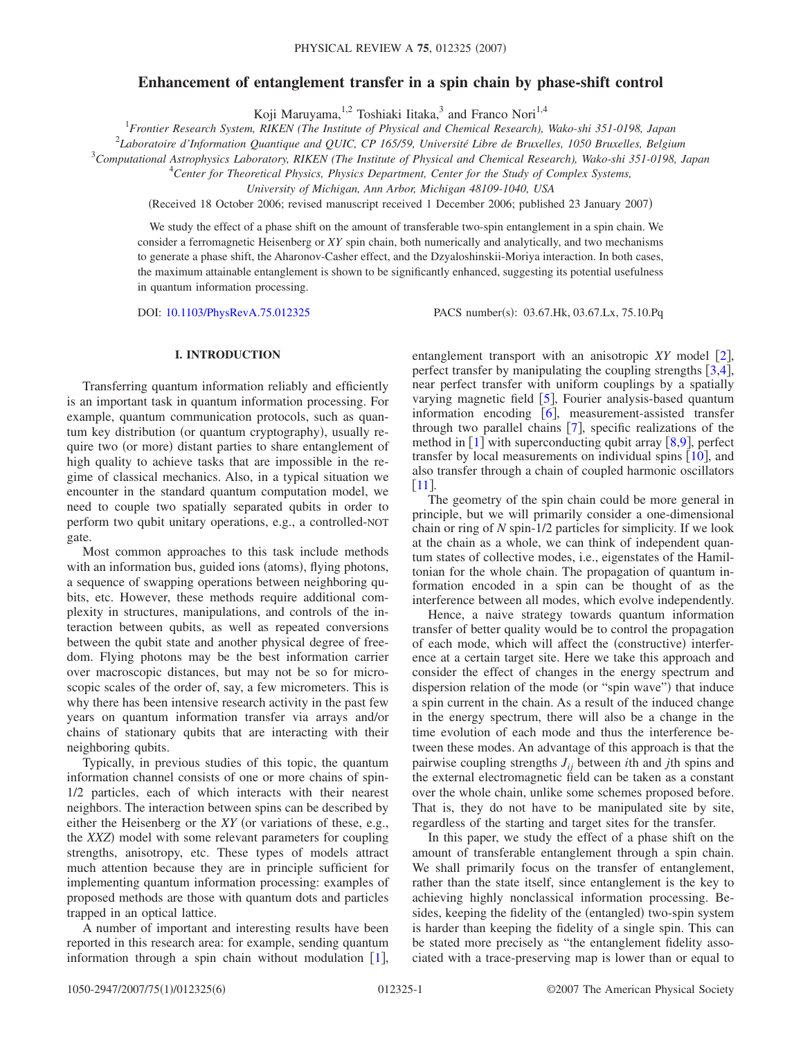# Enhancement of entanglement transfer in a spin chain by phase-shift control

Koji Maruyama,[1,2] Toshiaki Iitaka,[3] and Franco Nori[1,4]

[1]*Frontier Research System, RIKEN (The Institute of Physical and Chemical Research), Wako-shi 351-0198, Japan*

[2]*Laboratoire d'Information Quantique and QUIC, CP 165/59, Université Libre de Bruxelles, 1050 Bruxelles, Belgium*

[3]*Computational Astrophysics Laboratory, RIKEN (The Institute of Physical and Chemical Research), Wako-shi 351-0198, Japan*

[4]*Center for Theoretical Physics, Physics Department, Center for the Study of Complex Systems, University of Michigan, Ann Arbor, Michigan 48109-1040, USA*

(Received 18 October 2006; revised manuscript received 1 December 2006; published 23 January 2007)

We study the effect of a phase shift on the amount of transferable two-spin entanglement in a spin chain. We consider a ferromagnetic Heisenberg or *XY* spin chain, both numerically and analytically, and two mechanisms to generate a phase shift, the Aharonov-Casher effect, and the Dzyaloshinskii-Moriya interaction. In both cases, the maximum attainable entanglement is shown to be significantly enhanced, suggesting its potential usefulness in quantum information processing.

DOI: 10.1103/PhysRevA.75.012325 PACS number(s): 03.67.Hk, 03.67.Lx, 75.10.Pq

## I. INTRODUCTION

Transferring quantum information reliably and efficiently is an important task in quantum information processing. For example, quantum communication protocols, such as quantum key distribution (or quantum cryptography), usually require two (or more) distant parties to share entanglement of high quality to achieve tasks that are impossible in the regime of classical mechanics. Also, in a typical situation we encounter in the standard quantum computation model, we need to couple two spatially separated qubits in order to perform two qubit unitary operations, e.g., a controlled-NOT gate.

Most common approaches to this task include methods with an information bus, guided ions (atoms), flying photons, a sequence of swapping operations between neighboring qubits, etc. However, these methods require additional complexity in structures, manipulations, and controls of the interaction between qubits, as well as repeated conversions between the qubit state and another physical degree of freedom. Flying photons may be the best information carrier over macroscopic distances, but may not be so for microscopic scales of the order of, say, a few micrometers. This is why there has been intensive research activity in the past few years on quantum information transfer via arrays and/or chains of stationary qubits that are interacting with their neighboring qubits.

Typically, in previous studies of this topic, the quantum information channel consists of one or more chains of spin-1/2 particles, each of which interacts with their nearest neighbors. The interaction between spins can be described by either the Heisenberg or the *XY* (or variations of these, e.g., the *XXZ*) model with some relevant parameters for coupling strengths, anisotropy, etc. These types of models attract much attention because they are in principle sufficient for implementing quantum information processing: examples of proposed methods are those with quantum dots and particles trapped in an optical lattice.

A number of important and interesting results have been reported in this research area: for example, sending quantum information through a spin chain without modulation [1], entanglement transport with an anisotropic *XY* model [2], perfect transfer by manipulating the coupling strengths [3,4], near perfect transfer with uniform couplings by a spatially varying magnetic field [5], Fourier analysis-based quantum information encoding [6], measurement-assisted transfer through two parallel chains [7], specific realizations of the method in [1] with superconducting qubit array [8,9], perfect transfer by local measurements on individual spins [10], and also transfer through a chain of coupled harmonic oscillators [11].

The geometry of the spin chain could be more general in principle, but we will primarily consider a one-dimensional chain or ring of $N$ spin-1/2 particles for simplicity. If we look at the chain as a whole, we can think of independent quantum states of collective modes, i.e., eigenstates of the Hamiltonian for the whole chain. The propagation of quantum information encoded in a spin can be thought of as the interference between all modes, which evolve independently.

Hence, a naive strategy towards quantum information transfer of better quality would be to control the propagation of each mode, which will affect the (constructive) interference at a certain target site. Here we take this approach and consider the effect of changes in the energy spectrum and dispersion relation of the mode (or "spin wave") that induce a spin current in the chain. As a result of the induced change in the energy spectrum, there will also be a change in the time evolution of each mode and thus the interference between these modes. An advantage of this approach is that the pairwise coupling strengths $J_{ij}$ between $i$th and $j$th spins and the external electromagnetic field can be taken as a constant over the whole chain, unlike some schemes proposed before. That is, they do not have to be manipulated site by site, regardless of the starting and target sites for the transfer.

In this paper, we study the effect of a phase shift on the amount of transferable entanglement through a spin chain. We shall primarily focus on the transfer of entanglement, rather than the state itself, since entanglement is the key to achieving highly nonclassical information processing. Besides, keeping the fidelity of the (entangled) two-spin system is harder than keeping the fidelity of a single spin. This can be stated more precisely as "the entanglement fidelity associated with a trace-preserving map is lower than or equal to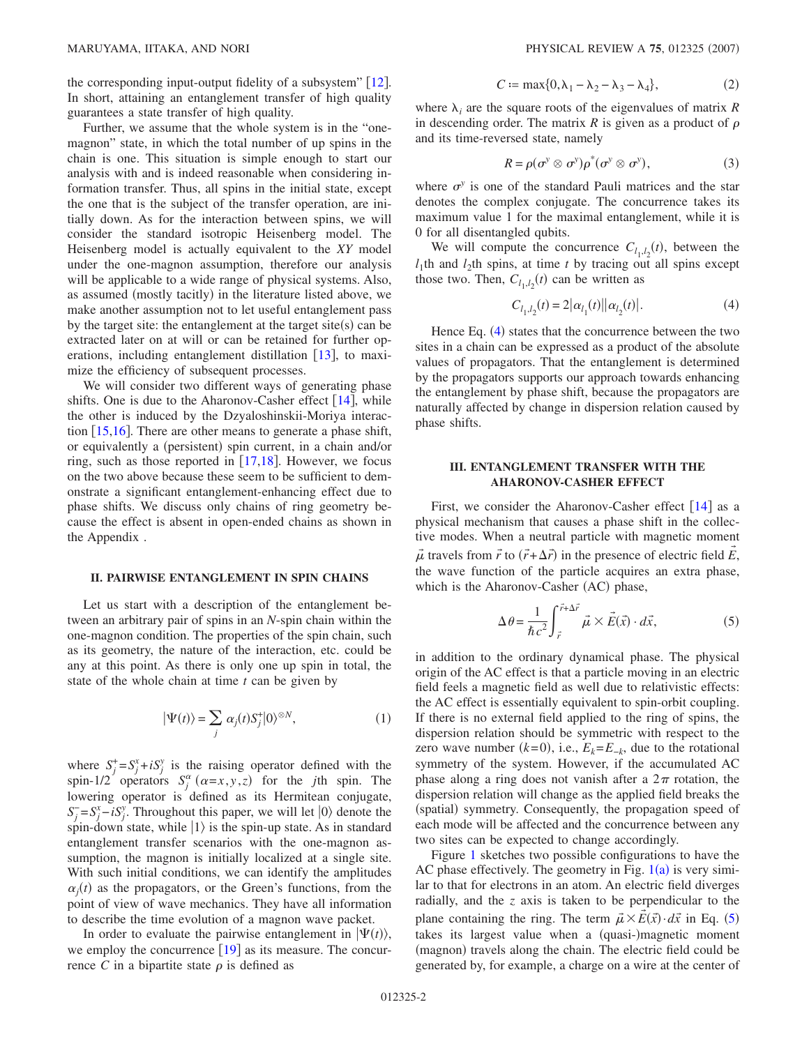the corresponding input-output fidelity of a subsystem" [12]. In short, attaining an entanglement transfer of high quality guarantees a state transfer of high quality.

Further, we assume that the whole system is in the "one-magnon" state, in which the total number of up spins in the chain is one. This situation is simple enough to start our analysis with and is indeed reasonable when considering information transfer. Thus, all spins in the initial state, except the one that is the subject of the transfer operation, are initially down. As for the interaction between spins, we will consider the standard isotropic Heisenberg model. The Heisenberg model is actually equivalent to the *XY* model under the one-magnon assumption, therefore our analysis will be applicable to a wide range of physical systems. Also, as assumed (mostly tacitly) in the literature listed above, we make another assumption not to let useful entanglement pass by the target site: the entanglement at the target site(s) can be extracted later on at will or can be retained for further operations, including entanglement distillation [13], to maximize the efficiency of subsequent processes.

We will consider two different ways of generating phase shifts. One is due to the Aharonov-Casher effect [14], while the other is induced by the Dzyaloshinskii-Moriya interaction [15,16]. There are other means to generate a phase shift, or equivalently a (persistent) spin current, in a chain and/or ring, such as those reported in [17,18]. However, we focus on the two above because these seem to be sufficient to demonstrate a significant entanglement-enhancing effect due to phase shifts. We discuss only chains of ring geometry because the effect is absent in open-ended chains as shown in the Appendix .

## II. PAIRWISE ENTANGLEMENT IN SPIN CHAINS

Let us start with a description of the entanglement between an arbitrary pair of spins in an *N*-spin chain within the one-magnon condition. The properties of the spin chain, such as its geometry, the nature of the interaction, etc. could be any at this point. As there is only one up spin in total, the state of the whole chain at time *t* can be given by

$$|\Psi(t)\rangle = \sum_j \alpha_j(t) S_j^+ |0\rangle^{\otimes N}, \tag{1}$$

where $S_j^+ = S_j^x + iS_j^y$ is the raising operator defined with the spin-1/2 operators $S_j^\alpha$ ($\alpha = x, y, z$) for the $j$th spin. The lowering operator is defined as its Hermitean conjugate, $S_j^- = S_j^x - iS_j^y$. Throughout this paper, we will let $|0\rangle$ denote the spin-down state, while $|1\rangle$ is the spin-up state. As in standard entanglement transfer scenarios with the one-magnon assumption, the magnon is initially localized at a single site. With such initial conditions, we can identify the amplitudes $\alpha_j(t)$ as the propagators, or the Green's functions, from the point of view of wave mechanics. They have all information to describe the time evolution of a magnon wave packet.

In order to evaluate the pairwise entanglement in $|\Psi(t)\rangle$, we employ the concurrence [19] as its measure. The concurrence $C$ in a bipartite state $\rho$ is defined as

$$C \coloneqq \max\{0, \lambda_1 - \lambda_2 - \lambda_3 - \lambda_4\}, \tag{2}$$

where $\lambda_i$ are the square roots of the eigenvalues of matrix $R$ in descending order. The matrix $R$ is given as a product of $\rho$ and its time-reversed state, namely

$$R = \rho(\sigma^y \otimes \sigma^y)\rho^*(\sigma^y \otimes \sigma^y), \tag{3}$$

where $\sigma^y$ is one of the standard Pauli matrices and the star denotes the complex conjugate. The concurrence takes its maximum value 1 for the maximal entanglement, while it is 0 for all disentangled qubits.

We will compute the concurrence $C_{l_1,l_2}(t)$, between the $l_1$th and $l_2$th spins, at time $t$ by tracing out all spins except those two. Then, $C_{l_1,l_2}(t)$ can be written as

$$C_{l_1,l_2}(t) = 2|\alpha_{l_1}(t)||\alpha_{l_2}(t)|. \tag{4}$$

Hence Eq. (4) states that the concurrence between the two sites in a chain can be expressed as a product of the absolute values of propagators. That the entanglement is determined by the propagators supports our approach towards enhancing the entanglement by phase shift, because the propagators are naturally affected by change in dispersion relation caused by phase shifts.

## III. ENTANGLEMENT TRANSFER WITH THE AHARONOV-CASHER EFFECT

First, we consider the Aharonov-Casher effect [14] as a physical mechanism that causes a phase shift in the collective modes. When a neutral particle with magnetic moment $\vec{\mu}$ travels from $\vec{r}$ to $(\vec{r}+\Delta\vec{r})$ in the presence of electric field $\vec{E}$, the wave function of the particle acquires an extra phase, which is the Aharonov-Casher (AC) phase,

$$\Delta\theta = \frac{1}{\hbar c^2}\int_{\vec{r}}^{\vec{r}+\Delta\vec{r}} \vec{\mu} \times \vec{E}(\vec{x}) \cdot d\vec{x}, \tag{5}$$

in addition to the ordinary dynamical phase. The physical origin of the AC effect is that a particle moving in an electric field feels a magnetic field as well due to relativistic effects: the AC effect is essentially equivalent to spin-orbit coupling. If there is no external field applied to the ring of spins, the dispersion relation should be symmetric with respect to the zero wave number ($k=0$), i.e., $E_k = E_{-k}$, due to the rotational symmetry of the system. However, if the accumulated AC phase along a ring does not vanish after a $2\pi$ rotation, the dispersion relation will change as the applied field breaks the (spatial) symmetry. Consequently, the propagation speed of each mode will be affected and the concurrence between any two sites can be expected to change accordingly.

Figure 1 sketches two possible configurations to have the AC phase effectively. The geometry in Fig. 1(a) is very similar to that for electrons in an atom. An electric field diverges radially, and the $z$ axis is taken to be perpendicular to the plane containing the ring. The term $\vec{\mu} \times \vec{E}(\vec{x}) \cdot d\vec{x}$ in Eq. (5) takes its largest value when a (quasi-)magnetic moment (magnon) travels along the chain. The electric field could be generated by, for example, a charge on a wire at the center of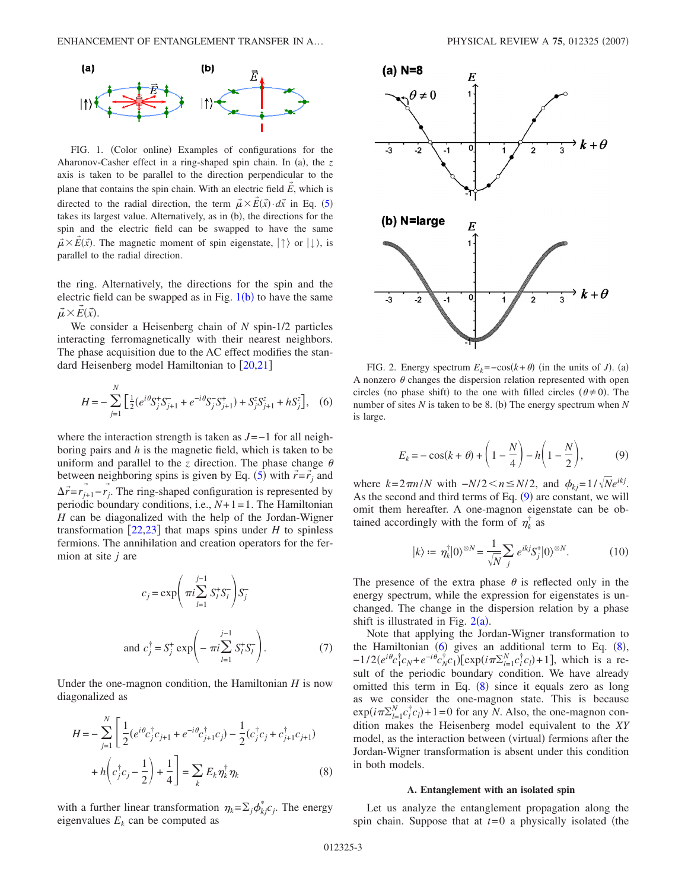FIG. 1. (Color online) Examples of configurations for the Aharonov-Casher effect in a ring-shaped spin chain. In (a), the $z$ axis is taken to be parallel to the direction perpendicular to the plane that contains the spin chain. With an electric field $\vec{E}$, which is directed to the radial direction, the term $\vec{\mu}\times\vec{E}(\vec{x})\cdot d\vec{x}$ in Eq. (5) takes its largest value. Alternatively, as in (b), the directions for the spin and the electric field can be swapped to have the same $\vec{\mu}\times\vec{E}(\vec{x})$. The magnetic moment of spin eigenstate, $|\uparrow\rangle$ or $|\downarrow\rangle$, is parallel to the radial direction.

the ring. Alternatively, the directions for the spin and the electric field can be swapped as in Fig. 1(b) to have the same $\vec{\mu}\times\vec{E}(\vec{x})$.

We consider a Heisenberg chain of $N$ spin-1/2 particles interacting ferromagnetically with their nearest neighbors. The phase acquisition due to the AC effect modifies the standard Heisenberg model Hamiltonian to [20,21]

$$H=-\sum_{j=1}^{N}\left[\tfrac{1}{2}(e^{i\theta}S_j^{+}S_{j+1}^{-}+e^{-i\theta}S_j^{-}S_{j+1}^{+})+S_j^zS_{j+1}^z+hS_j^z\right],\quad (6)$$

where the interaction strength is taken as $J=-1$ for all neighboring pairs and $h$ is the magnetic field, which is taken to be uniform and parallel to the $z$ direction. The phase change $\theta$ between neighboring spins is given by Eq. (5) with $\vec{r}=\vec{r}_j$ and $\Delta\vec{r}=\vec{r}_{j+1}-\vec{r}_j$. The ring-shaped configuration is represented by periodic boundary conditions, i.e., $N+1=1$. The Hamiltonian $H$ can be diagonalized with the help of the Jordan-Wigner transformation [22,23] that maps spins under $H$ to spinless fermions. The annihilation and creation operators for the fermion at site $j$ are

$$c_j=\exp\left(\pi i\sum_{l=1}^{j-1}S_l^{+}S_l^{-}\right)S_j^{-}$$

$$\text{and } c_j^{\dagger}=S_j^{+}\exp\left(-\pi i\sum_{l=1}^{j-1}S_l^{+}S_l^{-}\right).\quad (7)$$

Under the one-magnon condition, the Hamiltonian $H$ is now diagonalized as

$$H=-\sum_{j=1}^{N}\left[\frac{1}{2}(e^{i\theta}c_j^{\dagger}c_{j+1}+e^{-i\theta}c_{j+1}^{\dagger}c_j)-\frac{1}{2}(c_j^{\dagger}c_j+c_{j+1}^{\dagger}c_{j+1})+h\left(c_j^{\dagger}c_j-\frac{1}{2}\right)+\frac{1}{4}\right]=\sum_k E_k\eta_k^{\dagger}\eta_k\quad (8)$$

with a further linear transformation $\eta_k=\Sigma_j\phi_{kj}^{*}c_j$. The energy eigenvalues $E_k$ can be computed as

FIG. 2. Energy spectrum $E_k=-\cos(k+\theta)$ (in the units of $J$). (a) A nonzero $\theta$ changes the dispersion relation represented with open circles (no phase shift) to the one with filled circles ($\theta\neq 0$). The number of sites $N$ is taken to be 8. (b) The energy spectrum when $N$ is large.

$$E_k=-\cos(k+\theta)+\left(1-\frac{N}{4}\right)-h\left(1-\frac{N}{2}\right),\quad (9)$$

where $k=2\pi n/N$ with $-N/2<n\leq N/2$, and $\phi_{kj}=1/\sqrt{N}e^{ikj}$. As the second and third terms of Eq. (9) are constant, we will omit them hereafter. A one-magnon eigenstate can be obtained accordingly with the form of $\eta_k^{\dagger}$ as

$$|k\rangle\coloneqq\eta_k^{\dagger}|0\rangle^{\otimes N}=\frac{1}{\sqrt{N}}\sum_j e^{ikj}S_j^{+}|0\rangle^{\otimes N}.\quad (10)$$

The presence of the extra phase $\theta$ is reflected only in the energy spectrum, while the expression for eigenstates is unchanged. The change in the dispersion relation by a phase shift is illustrated in Fig. 2(a).

Note that applying the Jordan-Wigner transformation to the Hamiltonian (6) gives an additional term to Eq. (8), $-1/2(e^{i\theta}c_1^{\dagger}c_N+e^{-i\theta}c_N^{\dagger}c_1)[\exp(i\pi\Sigma_{l=1}^{N}c_l^{\dagger}c_l)+1]$, which is a result of the periodic boundary condition. We have already omitted this term in Eq. (8) since it equals zero as long as we consider the one-magnon state. This is because $\exp(i\pi\Sigma_{l=1}^{N}c_l^{\dagger}c_l)+1=0$ for any $N$. Also, the one-magnon condition makes the Heisenberg model equivalent to the *XY* model, as the interaction between (virtual) fermions after the Jordan-Wigner transformation is absent under this condition in both models.

### A. Entanglement with an isolated spin

Let us analyze the entanglement propagation along the spin chain. Suppose that at $t=0$ a physically isolated (the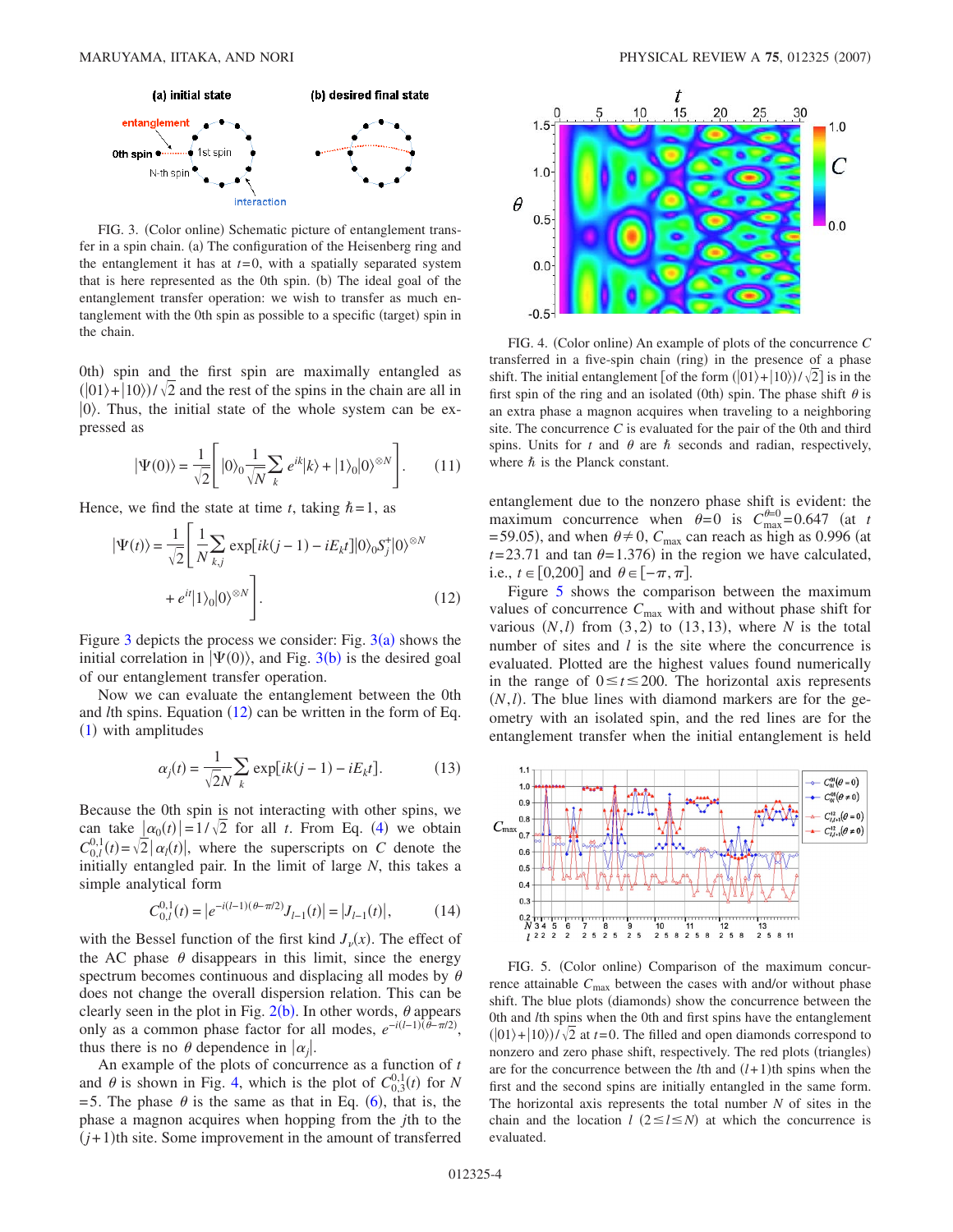FIG. 3. (Color online) Schematic picture of entanglement transfer in a spin chain. (a) The configuration of the Heisenberg ring and the entanglement it has at $t=0$, with a spatially separated system that is here represented as the 0th spin. (b) The ideal goal of the entanglement transfer operation: we wish to transfer as much entanglement with the 0th spin as possible to a specific (target) spin in the chain.

0th) spin and the first spin are maximally entangled as $(|01\rangle+|10\rangle)/\sqrt{2}$ and the rest of the spins in the chain are all in $|0\rangle$. Thus, the initial state of the whole system can be expressed as

$$|\Psi(0)\rangle = \frac{1}{\sqrt{2}}\left[|0\rangle_0 \frac{1}{\sqrt{N}}\sum_k e^{ik}|k\rangle + |1\rangle_0 |0\rangle^{\otimes N}\right]. \qquad (11)$$

Hence, we find the state at time $t$, taking $\hbar=1$, as

$$|\Psi(t)\rangle = \frac{1}{\sqrt{2}}\left[\frac{1}{N}\sum_{k,j} \exp[ik(j-1) - iE_k t]|0\rangle_0 S_j^+ |0\rangle^{\otimes N} + e^{it}|1\rangle_0 |0\rangle^{\otimes N}\right]. \qquad (12)$$

Figure 3 depicts the process we consider: Fig. 3(a) shows the initial correlation in $|\Psi(0)\rangle$, and Fig. 3(b) is the desired goal of our entanglement transfer operation.

Now we can evaluate the entanglement between the 0th and $l$th spins. Equation (12) can be written in the form of Eq. (1) with amplitudes

$$\alpha_j(t) = \frac{1}{\sqrt{2}N}\sum_k \exp[ik(j-1) - iE_k t]. \qquad (13)$$

Because the 0th spin is not interacting with other spins, we can take $|\alpha_0(t)|=1/\sqrt{2}$ for all $t$. From Eq. (4) we obtain $C_{0,l}^{0,1}(t)=\sqrt{2}|\alpha_l(t)|$, where the superscripts on $C$ denote the initially entangled pair. In the limit of large $N$, this takes a simple analytical form

$$C_{0,l}^{0,1}(t) = |e^{-i(l-1)(\theta-\pi/2)}J_{l-1}(t)| = |J_{l-1}(t)|, \qquad (14)$$

with the Bessel function of the first kind $J_\nu(x)$. The effect of the AC phase $\theta$ disappears in this limit, since the energy spectrum becomes continuous and displacing all modes by $\theta$ does not change the overall dispersion relation. This can be clearly seen in the plot in Fig. 2(b). In other words, $\theta$ appears only as a common phase factor for all modes, $e^{-i(l-1)(\theta-\pi/2)}$, thus there is no $\theta$ dependence in $|\alpha_j|$.

An example of the plots of concurrence as a function of $t$ and $\theta$ is shown in Fig. 4, which is the plot of $C_{0,3}^{0,1}(t)$ for $N=5$. The phase $\theta$ is the same as that in Eq. (6), that is, the phase a magnon acquires when hopping from the $j$th to the $(j+1)$th site. Some improvement in the amount of transferred

FIG. 4. (Color online) An example of plots of the concurrence $C$ transferred in a five-spin chain (ring) in the presence of a phase shift. The initial entanglement [of the form $(|01\rangle+|10\rangle)/\sqrt{2}$] is in the first spin of the ring and an isolated (0th) spin. The phase shift $\theta$ is an extra phase a magnon acquires when traveling to a neighboring site. The concurrence $C$ is evaluated for the pair of the 0th and third spins. Units for $t$ and $\theta$ are $\hbar$ seconds and radian, respectively, where $\hbar$ is the Planck constant.

entanglement due to the nonzero phase shift is evident: the maximum concurrence when $\theta=0$ is $C_{\max}^{\theta=0}=0.647$ (at $t=59.05$), and when $\theta\neq 0$, $C_{\max}$ can reach as high as 0.996 (at $t=23.71$ and $\tan\theta=1.376$) in the region we have calculated, i.e., $t\in[0,200]$ and $\theta\in[-\pi,\pi]$.

Figure 5 shows the comparison between the maximum values of concurrence $C_{\max}$ with and without phase shift for various $(N,l)$ from $(3,2)$ to $(13,13)$, where $N$ is the total number of sites and $l$ is the site where the concurrence is evaluated. Plotted are the highest values found numerically in the range of $0\le t\le 200$. The horizontal axis represents $(N,l)$. The blue lines with diamond markers are for the geometry with an isolated spin, and the red lines are for the entanglement transfer when the initial entanglement is held

FIG. 5. (Color online) Comparison of the maximum concurrence attainable $C_{\max}$ between the cases with and/or without phase shift. The blue plots (diamonds) show the concurrence between the 0th and $l$th spins when the 0th and first spins have the entanglement $(|01\rangle+|10\rangle)/\sqrt{2}$ at $t=0$. The filled and open diamonds correspond to nonzero and zero phase shift, respectively. The red plots (triangles) are for the concurrence between the $l$th and $(l+1)$th spins when the first and the second spins are initially entangled in the same form. The horizontal axis represents the total number $N$ of sites in the chain and the location $l$ $(2\le l\le N)$ at which the concurrence is evaluated.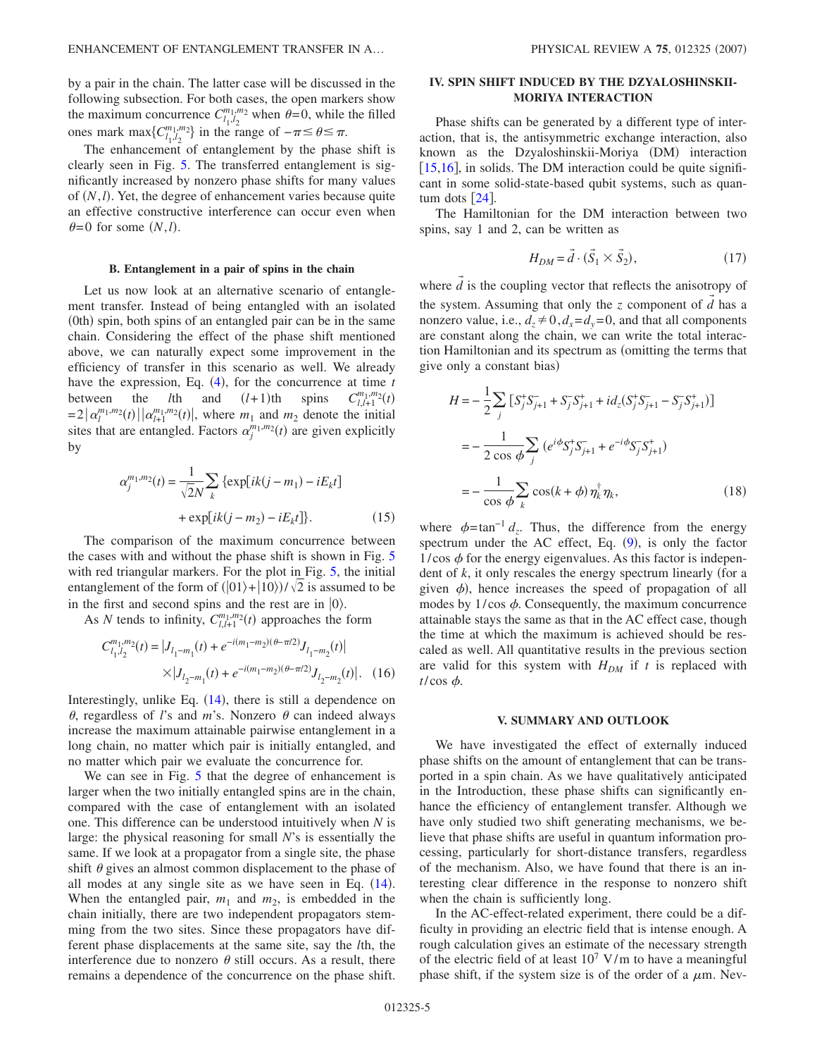by a pair in the chain. The latter case will be discussed in the following subsection. For both cases, the open markers show the maximum concurrence $C_{l_1,l_2}^{m_1,m_2}$ when $\theta=0$, while the filled ones mark $\max\{C_{l_1,l_2}^{m_1,m_2}\}$ in the range of $-\pi \le \theta \le \pi$.

The enhancement of entanglement by the phase shift is clearly seen in Fig. 5. The transferred entanglement is significantly increased by nonzero phase shifts for many values of $(N,l)$. Yet, the degree of enhancement varies because quite an effective constructive interference can occur even when $\theta=0$ for some $(N,l)$.

### B. Entanglement in a pair of spins in the chain

Let us now look at an alternative scenario of entanglement transfer. Instead of being entangled with an isolated (0th) spin, both spins of an entangled pair can be in the same chain. Considering the effect of the phase shift mentioned above, we can naturally expect some improvement in the efficiency of transfer in this scenario as well. We already have the expression, Eq. (4), for the concurrence at time $t$ between the $l$th and $(l+1)$th spins $C_{l,l+1}^{m_1,m_2}(t) = 2|\alpha_l^{m_1,m_2}(t)||\alpha_{l+1}^{m_1,m_2}(t)|$, where $m_1$ and $m_2$ denote the initial sites that are entangled. Factors $\alpha_j^{m_1,m_2}(t)$ are given explicitly by

$$\alpha_j^{m_1,m_2}(t) = \frac{1}{\sqrt{2}N}\sum_k \{\exp[ik(j-m_1) - iE_k t] + \exp[ik(j-m_2) - iE_k t]\}. \tag{15}$$

The comparison of the maximum concurrence between the cases with and without the phase shift is shown in Fig. 5 with red triangular markers. For the plot in Fig. 5, the initial entanglement of the form of $(|01\rangle + |10\rangle)/\sqrt{2}$ is assumed to be in the first and second spins and the rest are in $|0\rangle$.

As $N$ tends to infinity, $C_{l,l+1}^{m_1,m_2}(t)$ approaches the form

$$C_{l_1,l_2}^{m_1,m_2}(t) = |J_{l_1-m_1}(t) + e^{-i(m_1-m_2)(\theta-\pi/2)} J_{l_1-m_2}(t)| \times |J_{l_2-m_1}(t) + e^{-i(m_1-m_2)(\theta-\pi/2)} J_{l_2-m_2}(t)|. \tag{16}$$

Interestingly, unlike Eq. (14), there is still a dependence on $\theta$, regardless of $l$'s and $m$'s. Nonzero $\theta$ can indeed always increase the maximum attainable pairwise entanglement in a long chain, no matter which pair is initially entangled, and no matter which pair we evaluate the concurrence for.

We can see in Fig. 5 that the degree of enhancement is larger when the two initially entangled spins are in the chain, compared with the case of entanglement with an isolated one. This difference can be understood intuitively when $N$ is large: the physical reasoning for small $N$'s is essentially the same. If we look at a propagator from a single site, the phase shift $\theta$ gives an almost common displacement to the phase of all modes at any single site as we have seen in Eq. (14). When the entangled pair, $m_1$ and $m_2$, is embedded in the chain initially, there are two independent propagators stemming from the two sites. Since these propagators have different phase displacements at the same site, say the $l$th, the interference due to nonzero $\theta$ still occurs. As a result, there remains a dependence of the concurrence on the phase shift.

## IV. SPIN SHIFT INDUCED BY THE DZYALOSHINSKII-MORIYA INTERACTION

Phase shifts can be generated by a different type of interaction, that is, the antisymmetric exchange interaction, also known as the Dzyaloshinskii-Moriya (DM) interaction [15,16], in solids. The DM interaction could be quite significant in some solid-state-based qubit systems, such as quantum dots [24].

The Hamiltonian for the DM interaction between two spins, say 1 and 2, can be written as

$$H_{DM} = \vec{d} \cdot (\vec{S}_1 \times \vec{S}_2), \tag{17}$$

where $\vec{d}$ is the coupling vector that reflects the anisotropy of the system. Assuming that only the $z$ component of $\vec{d}$ has a nonzero value, i.e., $d_z \neq 0, d_x = d_y = 0$, and that all components are constant along the chain, we can write the total interaction Hamiltonian and its spectrum as (omitting the terms that give only a constant bias)

$$\begin{aligned} H &= -\frac{1}{2}\sum_j [S_j^+ S_{j+1}^- + S_j^- S_{j+1}^+ + id_z(S_j^+ S_{j+1}^- - S_j^- S_{j+1}^+)] \\ &= -\frac{1}{2\cos\phi}\sum_j (e^{i\phi} S_j^+ S_{j+1}^- + e^{-i\phi} S_j^- S_{j+1}^+) \\ &= -\frac{1}{\cos\phi}\sum_k \cos(k+\phi)\, \eta_k^\dagger \eta_k, \end{aligned} \tag{18}$$

where $\phi = \tan^{-1} d_z$. Thus, the difference from the energy spectrum under the AC effect, Eq. (9), is only the factor $1/\cos\phi$ for the energy eigenvalues. As this factor is independent of $k$, it only rescales the energy spectrum linearly (for a given $\phi$), hence increases the speed of propagation of all modes by $1/\cos\phi$. Consequently, the maximum concurrence attainable stays the same as that in the AC effect case, though the time at which the maximum is achieved should be rescaled as well. All quantitative results in the previous section are valid for this system with $H_{DM}$ if $t$ is replaced with $t/\cos\phi$.

## V. SUMMARY AND OUTLOOK

We have investigated the effect of externally induced phase shifts on the amount of entanglement that can be transported in a spin chain. As we have qualitatively anticipated in the Introduction, these phase shifts can significantly enhance the efficiency of entanglement transfer. Although we have only studied two shift generating mechanisms, we believe that phase shifts are useful in quantum information processing, particularly for short-distance transfers, regardless of the mechanism. Also, we have found that there is an interesting clear difference in the response to nonzero shift when the chain is sufficiently long.

In the AC-effect-related experiment, there could be a difficulty in providing an electric field that is intense enough. A rough calculation gives an estimate of the necessary strength of the electric field of at least $10^7$ V/m to have a meaningful phase shift, if the system size is of the order of a $\mu$m. Nev-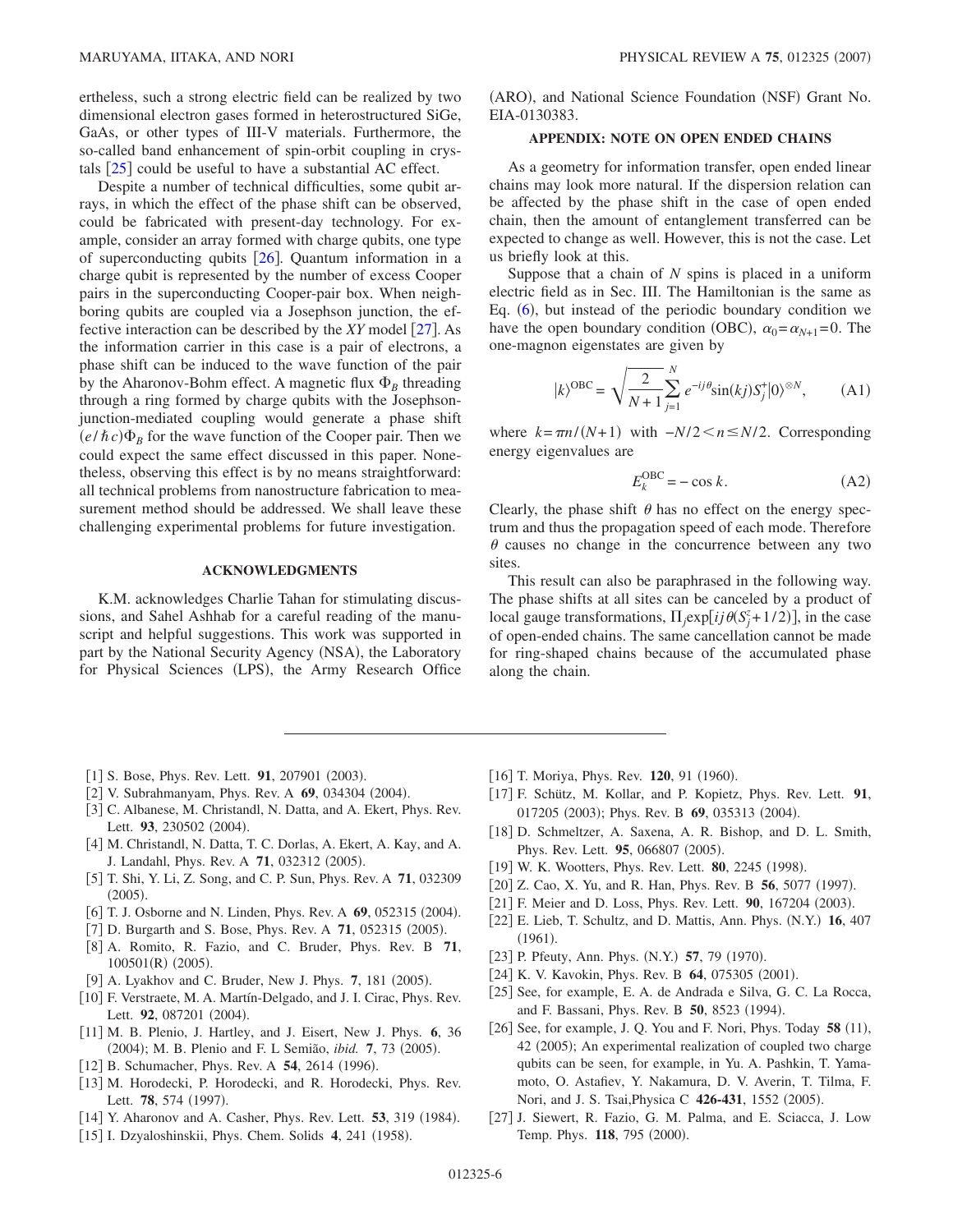ertheless, such a strong electric field can be realized by two dimensional electron gases formed in heterostructured SiGe, GaAs, or other types of III-V materials. Furthermore, the so-called band enhancement of spin-orbit coupling in crystals [25] could be useful to have a substantial AC effect.

Despite a number of technical difficulties, some qubit arrays, in which the effect of the phase shift can be observed, could be fabricated with present-day technology. For example, consider an array formed with charge qubits, one type of superconducting qubits [26]. Quantum information in a charge qubit is represented by the number of excess Cooper pairs in the superconducting Cooper-pair box. When neighboring qubits are coupled via a Josephson junction, the effective interaction can be described by the *XY* model [27]. As the information carrier in this case is a pair of electrons, a phase shift can be induced to the wave function of the pair by the Aharonov-Bohm effect. A magnetic flux $\Phi_B$ threading through a ring formed by charge qubits with the Josephson-junction-mediated coupling would generate a phase shift $(e/\hbar c)\Phi_B$ for the wave function of the Cooper pair. Then we could expect the same effect discussed in this paper. Nonetheless, observing this effect is by no means straightforward: all technical problems from nanostructure fabrication to measurement method should be addressed. We shall leave these challenging experimental problems for future investigation.

## ACKNOWLEDGMENTS

K.M. acknowledges Charlie Tahan for stimulating discussions, and Sahel Ashhab for a careful reading of the manuscript and helpful suggestions. This work was supported in part by the National Security Agency (NSA), the Laboratory for Physical Sciences (LPS), the Army Research Office (ARO), and National Science Foundation (NSF) Grant No. EIA-0130383.

## APPENDIX: NOTE ON OPEN ENDED CHAINS

As a geometry for information transfer, open ended linear chains may look more natural. If the dispersion relation can be affected by the phase shift in the case of open ended chain, then the amount of entanglement transferred can be expected to change as well. However, this is not the case. Let us briefly look at this.

Suppose that a chain of $N$ spins is placed in a uniform electric field as in Sec. III. The Hamiltonian is the same as Eq. (6), but instead of the periodic boundary condition we have the open boundary condition (OBC), $\alpha_0=\alpha_{N+1}=0$. The one-magnon eigenstates are given by

$$|k\rangle^{\mathrm{OBC}} = \sqrt{\frac{2}{N+1}}\sum_{j=1}^{N} e^{-ij\theta}\sin(kj)S_j^{+}|0\rangle^{\otimes N}, \qquad \text{(A1)}$$

where $k=\pi n/(N+1)$ with $-N/2<n\leq N/2$. Corresponding energy eigenvalues are

$$E_k^{\mathrm{OBC}} = -\cos k. \qquad \text{(A2)}$$

Clearly, the phase shift $\theta$ has no effect on the energy spectrum and thus the propagation speed of each mode. Therefore $\theta$ causes no change in the concurrence between any two sites.

This result can also be paraphrased in the following way. The phase shifts at all sites can be canceled by a product of local gauge transformations, $\Pi_j \exp[ij\theta(S_j^z+1/2)]$, in the case of open-ended chains. The same cancellation cannot be made for ring-shaped chains because of the accumulated phase along the chain.

---

[1] S. Bose, Phys. Rev. Lett. **91**, 207901 (2003).
[2] V. Subrahmanyam, Phys. Rev. A **69**, 034304 (2004).
[3] C. Albanese, M. Christandl, N. Datta, and A. Ekert, Phys. Rev. Lett. **93**, 230502 (2004).
[4] M. Christandl, N. Datta, T. C. Dorlas, A. Ekert, A. Kay, and A. J. Landahl, Phys. Rev. A **71**, 032312 (2005).
[5] T. Shi, Y. Li, Z. Song, and C. P. Sun, Phys. Rev. A **71**, 032309 (2005).
[6] T. J. Osborne and N. Linden, Phys. Rev. A **69**, 052315 (2004).
[7] D. Burgarth and S. Bose, Phys. Rev. A **71**, 052315 (2005).
[8] A. Romito, R. Fazio, and C. Bruder, Phys. Rev. B **71**, 100501(R) (2005).
[9] A. Lyakhov and C. Bruder, New J. Phys. **7**, 181 (2005).
[10] F. Verstraete, M. A. Martín-Delgado, and J. I. Cirac, Phys. Rev. Lett. **92**, 087201 (2004).
[11] M. B. Plenio, J. Hartley, and J. Eisert, New J. Phys. **6**, 36 (2004); M. B. Plenio and F. L Semião, *ibid.* **7**, 73 (2005).
[12] B. Schumacher, Phys. Rev. A **54**, 2614 (1996).
[13] M. Horodecki, P. Horodecki, and R. Horodecki, Phys. Rev. Lett. **78**, 574 (1997).
[14] Y. Aharonov and A. Casher, Phys. Rev. Lett. **53**, 319 (1984).
[15] I. Dzyaloshinskii, Phys. Chem. Solids **4**, 241 (1958).
[16] T. Moriya, Phys. Rev. **120**, 91 (1960).
[17] F. Schütz, M. Kollar, and P. Kopietz, Phys. Rev. Lett. **91**, 017205 (2003); Phys. Rev. B **69**, 035313 (2004).
[18] D. Schmeltzer, A. Saxena, A. R. Bishop, and D. L. Smith, Phys. Rev. Lett. **95**, 066807 (2005).
[19] W. K. Wootters, Phys. Rev. Lett. **80**, 2245 (1998).
[20] Z. Cao, X. Yu, and R. Han, Phys. Rev. B **56**, 5077 (1997).
[21] F. Meier and D. Loss, Phys. Rev. Lett. **90**, 167204 (2003).
[22] E. Lieb, T. Schultz, and D. Mattis, Ann. Phys. (N.Y.) **16**, 407 (1961).
[23] P. Pfeuty, Ann. Phys. (N.Y.) **57**, 79 (1970).
[24] K. V. Kavokin, Phys. Rev. B **64**, 075305 (2001).
[25] See, for example, E. A. de Andrada e Silva, G. C. La Rocca, and F. Bassani, Phys. Rev. B **50**, 8523 (1994).
[26] See, for example, J. Q. You and F. Nori, Phys. Today **58** (11), 42 (2005); An experimental realization of coupled two charge qubits can be seen, for example, in Yu. A. Pashkin, T. Yamamoto, O. Astafiev, Y. Nakamura, D. V. Averin, T. Tilma, F. Nori, and J. S. Tsai,Physica C **426-431**, 1552 (2005).
[27] J. Siewert, R. Fazio, G. M. Palma, and E. Sciacca, J. Low Temp. Phys. **118**, 795 (2000).